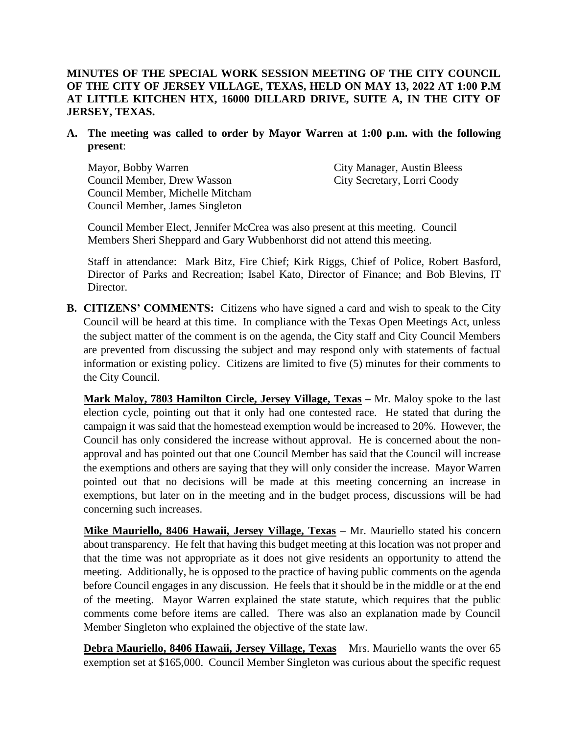**MINUTES OF THE SPECIAL WORK SESSION MEETING OF THE CITY COUNCIL OF THE CITY OF JERSEY VILLAGE, TEXAS, HELD ON MAY 13, 2022 AT 1:00 P.M AT LITTLE KITCHEN HTX, 16000 DILLARD DRIVE, SUITE A, IN THE CITY OF JERSEY, TEXAS.**

**A. The meeting was called to order by Mayor Warren at 1:00 p.m. with the following present**:

Mayor, Bobby Warren
Council Member, Drew Wasson
Council Member, Michelle Mitcham
Council Member, James Singleton

City Manager, Austin Bleess
City Secretary, Lorri Coody

Council Member Elect, Jennifer McCrea was also present at this meeting. Council Members Sheri Sheppard and Gary Wubbenhorst did not attend this meeting.

Staff in attendance: Mark Bitz, Fire Chief; Kirk Riggs, Chief of Police, Robert Basford, Director of Parks and Recreation; Isabel Kato, Director of Finance; and Bob Blevins, IT Director.

**B. CITIZENS' COMMENTS:** Citizens who have signed a card and wish to speak to the City Council will be heard at this time. In compliance with the Texas Open Meetings Act, unless the subject matter of the comment is on the agenda, the City staff and City Council Members are prevented from discussing the subject and may respond only with statements of factual information or existing policy. Citizens are limited to five (5) minutes for their comments to the City Council.

**Mark Maloy, 7803 Hamilton Circle, Jersey Village, Texas** – Mr. Maloy spoke to the last election cycle, pointing out that it only had one contested race. He stated that during the campaign it was said that the homestead exemption would be increased to 20%. However, the Council has only considered the increase without approval. He is concerned about the non-approval and has pointed out that one Council Member has said that the Council will increase the exemptions and others are saying that they will only consider the increase. Mayor Warren pointed out that no decisions will be made at this meeting concerning an increase in exemptions, but later on in the meeting and in the budget process, discussions will be had concerning such increases.

**Mike Mauriello, 8406 Hawaii, Jersey Village, Texas** – Mr. Mauriello stated his concern about transparency. He felt that having this budget meeting at this location was not proper and that the time was not appropriate as it does not give residents an opportunity to attend the meeting. Additionally, he is opposed to the practice of having public comments on the agenda before Council engages in any discussion. He feels that it should be in the middle or at the end of the meeting. Mayor Warren explained the state statute, which requires that the public comments come before items are called. There was also an explanation made by Council Member Singleton who explained the objective of the state law.

**Debra Mauriello, 8406 Hawaii, Jersey Village, Texas** – Mrs. Mauriello wants the over 65 exemption set at $165,000. Council Member Singleton was curious about the specific request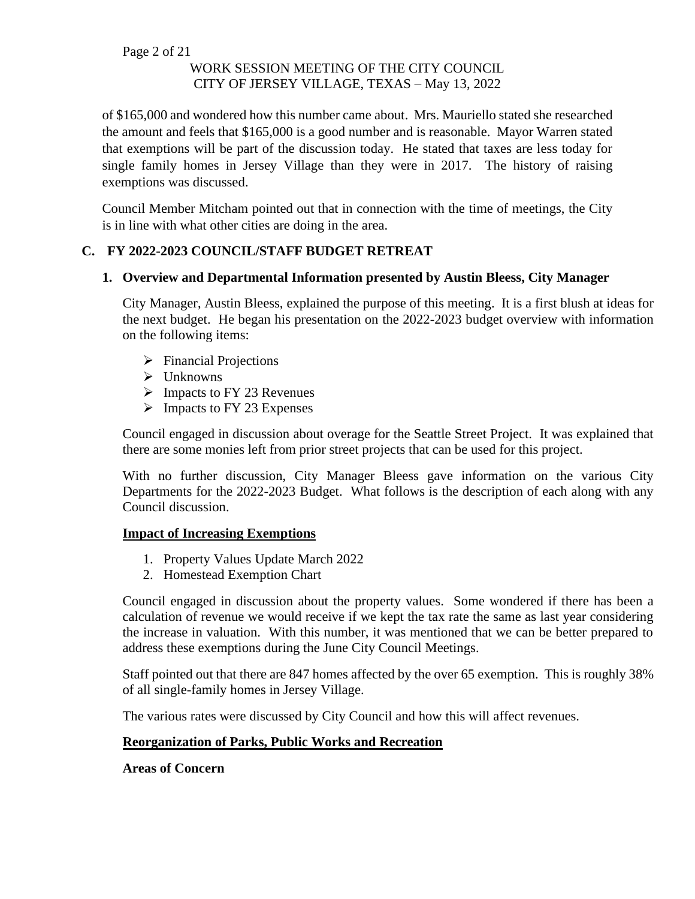of $165,000 and wondered how this number came about. Mrs. Mauriello stated she researched the amount and feels that $165,000 is a good number and is reasonable. Mayor Warren stated that exemptions will be part of the discussion today. He stated that taxes are less today for single family homes in Jersey Village than they were in 2017. The history of raising exemptions was discussed.

Council Member Mitcham pointed out that in connection with the time of meetings, the City is in line with what other cities are doing in the area.

## C. FY 2022-2023 COUNCIL/STAFF BUDGET RETREAT

### 1. Overview and Departmental Information presented by Austin Bleess, City Manager

City Manager, Austin Bleess, explained the purpose of this meeting. It is a first blush at ideas for the next budget. He began his presentation on the 2022-2023 budget overview with information on the following items:

- Financial Projections
- Unknowns
- Impacts to FY 23 Revenues
- Impacts to FY 23 Expenses

Council engaged in discussion about overage for the Seattle Street Project. It was explained that there are some monies left from prior street projects that can be used for this project.

With no further discussion, City Manager Bleess gave information on the various City Departments for the 2022-2023 Budget. What follows is the description of each along with any Council discussion.

**<u>Impact of Increasing Exemptions</u>**

1. Property Values Update March 2022
2. Homestead Exemption Chart

Council engaged in discussion about the property values. Some wondered if there has been a calculation of revenue we would receive if we kept the tax rate the same as last year considering the increase in valuation. With this number, it was mentioned that we can be better prepared to address these exemptions during the June City Council Meetings.

Staff pointed out that there are 847 homes affected by the over 65 exemption. This is roughly 38% of all single-family homes in Jersey Village.

The various rates were discussed by City Council and how this will affect revenues.

**<u>Reorganization of Parks, Public Works and Recreation</u>**

**Areas of Concern**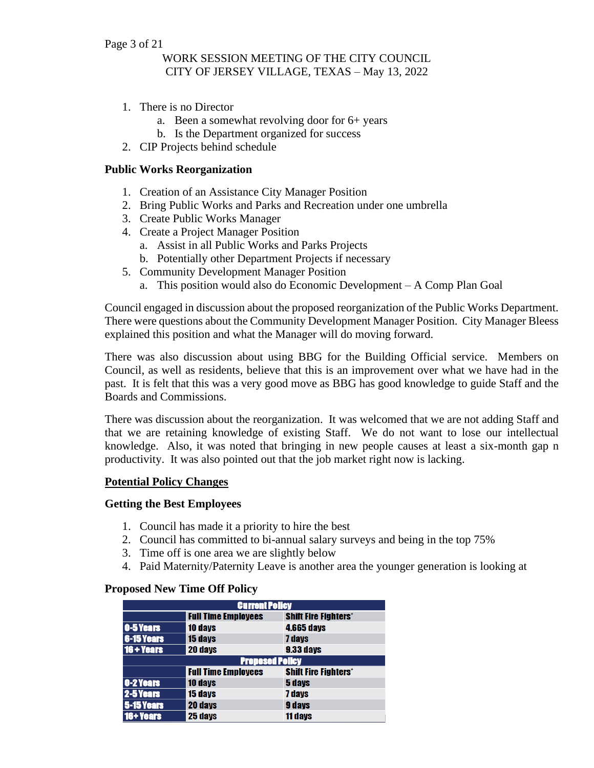1. There is no Director
    a. Been a somewhat revolving door for 6+ years
    b. Is the Department organized for success
2. CIP Projects behind schedule

**Public Works Reorganization**

1. Creation of an Assistance City Manager Position
2. Bring Public Works and Parks and Recreation under one umbrella
3. Create Public Works Manager
4. Create a Project Manager Position
    a. Assist in all Public Works and Parks Projects
    b. Potentially other Department Projects if necessary
5. Community Development Manager Position
    a. This position would also do Economic Development – A Comp Plan Goal

Council engaged in discussion about the proposed reorganization of the Public Works Department. There were questions about the Community Development Manager Position. City Manager Bleess explained this position and what the Manager will do moving forward.

There was also discussion about using BBG for the Building Official service. Members on Council, as well as residents, believe that this is an improvement over what we have had in the past. It is felt that this was a very good move as BBG has good knowledge to guide Staff and the Boards and Commissions.

There was discussion about the reorganization. It was welcomed that we are not adding Staff and that we are retaining knowledge of existing Staff. We do not want to lose our intellectual knowledge. Also, it was noted that bringing in new people causes at least a six-month gap n productivity. It was also pointed out that the job market right now is lacking.

## Potential Policy Changes

**Getting the Best Employees**

1. Council has made it a priority to hire the best
2. Council has committed to bi-annual salary surveys and being in the top 75%
3. Time off is one area we are slightly below
4. Paid Maternity/Paternity Leave is another area the younger generation is looking at

**Proposed New Time Off Policy**

| Current Policy | | |
|---|---|---|
| | Full Time Employees | Shift Fire Fighters* |
| 0-5 Years | 10 days | 4.665 days |
| 6-15 Years | 15 days | 7 days |
| 16 + Years | 20 days | 9.33 days |
| **Proposed Policy** | | |
| | Full Time Employees | Shift Fire Fighters* |
| 0-2 Years | 10 days | 5 days |
| 2-5 Years | 15 days | 7 days |
| 5-15 Years | 20 days | 9 days |
| 16+ Years | 25 days | 11 days |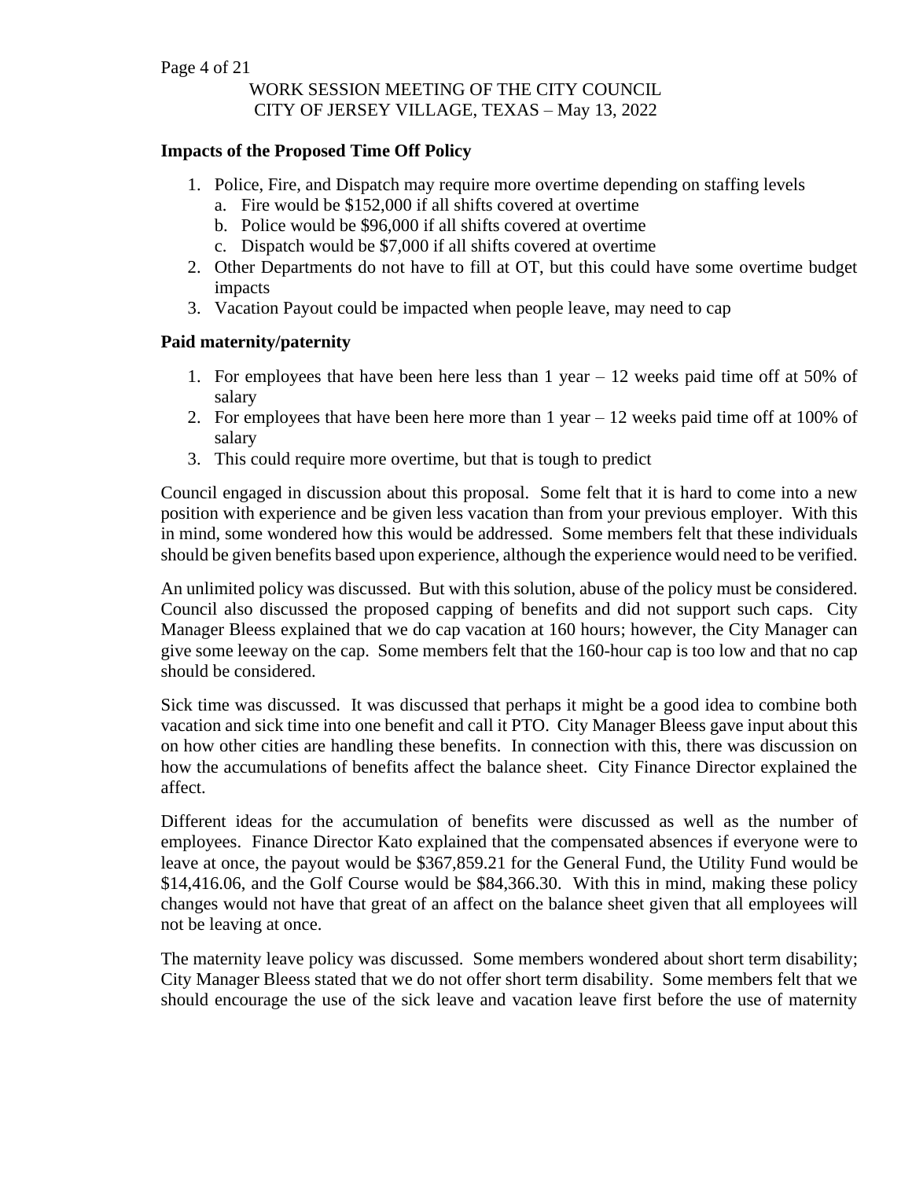**Impacts of the Proposed Time Off Policy**

1. Police, Fire, and Dispatch may require more overtime depending on staffing levels
   a. Fire would be $152,000 if all shifts covered at overtime
   b. Police would be $96,000 if all shifts covered at overtime
   c. Dispatch would be $7,000 if all shifts covered at overtime
2. Other Departments do not have to fill at OT, but this could have some overtime budget impacts
3. Vacation Payout could be impacted when people leave, may need to cap

**Paid maternity/paternity**

1. For employees that have been here less than 1 year – 12 weeks paid time off at 50% of salary
2. For employees that have been here more than 1 year – 12 weeks paid time off at 100% of salary
3. This could require more overtime, but that is tough to predict

Council engaged in discussion about this proposal. Some felt that it is hard to come into a new position with experience and be given less vacation than from your previous employer. With this in mind, some wondered how this would be addressed. Some members felt that these individuals should be given benefits based upon experience, although the experience would need to be verified.

An unlimited policy was discussed. But with this solution, abuse of the policy must be considered. Council also discussed the proposed capping of benefits and did not support such caps. City Manager Bleess explained that we do cap vacation at 160 hours; however, the City Manager can give some leeway on the cap. Some members felt that the 160-hour cap is too low and that no cap should be considered.

Sick time was discussed. It was discussed that perhaps it might be a good idea to combine both vacation and sick time into one benefit and call it PTO. City Manager Bleess gave input about this on how other cities are handling these benefits. In connection with this, there was discussion on how the accumulations of benefits affect the balance sheet. City Finance Director explained the affect.

Different ideas for the accumulation of benefits were discussed as well as the number of employees. Finance Director Kato explained that the compensated absences if everyone were to leave at once, the payout would be $367,859.21 for the General Fund, the Utility Fund would be $14,416.06, and the Golf Course would be $84,366.30. With this in mind, making these policy changes would not have that great of an affect on the balance sheet given that all employees will not be leaving at once.

The maternity leave policy was discussed. Some members wondered about short term disability; City Manager Bleess stated that we do not offer short term disability. Some members felt that we should encourage the use of the sick leave and vacation leave first before the use of maternity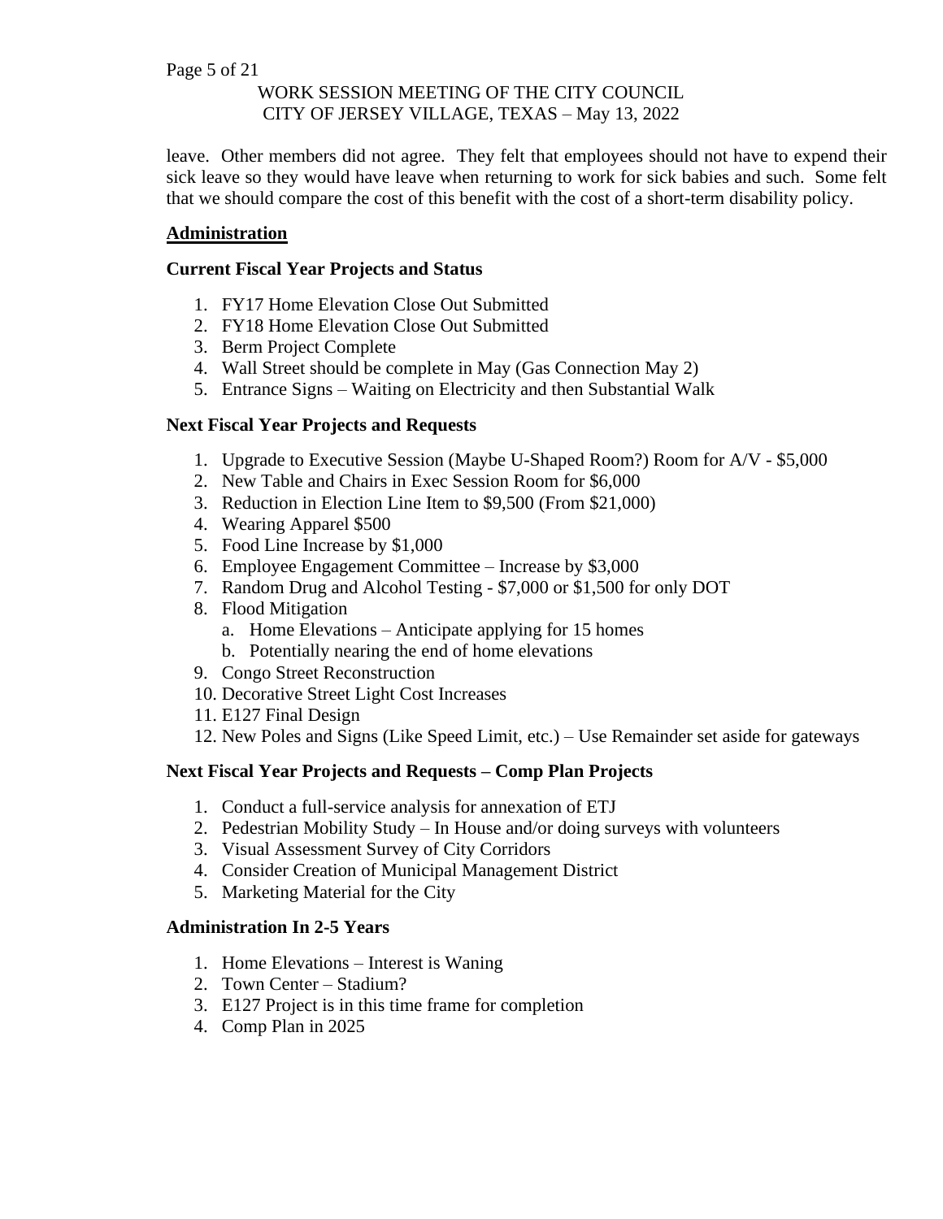leave. Other members did not agree. They felt that employees should not have to expend their sick leave so they would have leave when returning to work for sick babies and such. Some felt that we should compare the cost of this benefit with the cost of a short-term disability policy.

## Administration

### Current Fiscal Year Projects and Status

1. FY17 Home Elevation Close Out Submitted
2. FY18 Home Elevation Close Out Submitted
3. Berm Project Complete
4. Wall Street should be complete in May (Gas Connection May 2)
5. Entrance Signs – Waiting on Electricity and then Substantial Walk

### Next Fiscal Year Projects and Requests

1. Upgrade to Executive Session (Maybe U-Shaped Room?) Room for A/V - $5,000
2. New Table and Chairs in Exec Session Room for $6,000
3. Reduction in Election Line Item to $9,500 (From $21,000)
4. Wearing Apparel $500
5. Food Line Increase by $1,000
6. Employee Engagement Committee – Increase by $3,000
7. Random Drug and Alcohol Testing - $7,000 or $1,500 for only DOT
8. Flood Mitigation
   a. Home Elevations – Anticipate applying for 15 homes
   b. Potentially nearing the end of home elevations
9. Congo Street Reconstruction
10. Decorative Street Light Cost Increases
11. E127 Final Design
12. New Poles and Signs (Like Speed Limit, etc.) – Use Remainder set aside for gateways

### Next Fiscal Year Projects and Requests – Comp Plan Projects

1. Conduct a full-service analysis for annexation of ETJ
2. Pedestrian Mobility Study – In House and/or doing surveys with volunteers
3. Visual Assessment Survey of City Corridors
4. Consider Creation of Municipal Management District
5. Marketing Material for the City

### Administration In 2-5 Years

1. Home Elevations – Interest is Waning
2. Town Center – Stadium?
3. E127 Project is in this time frame for completion
4. Comp Plan in 2025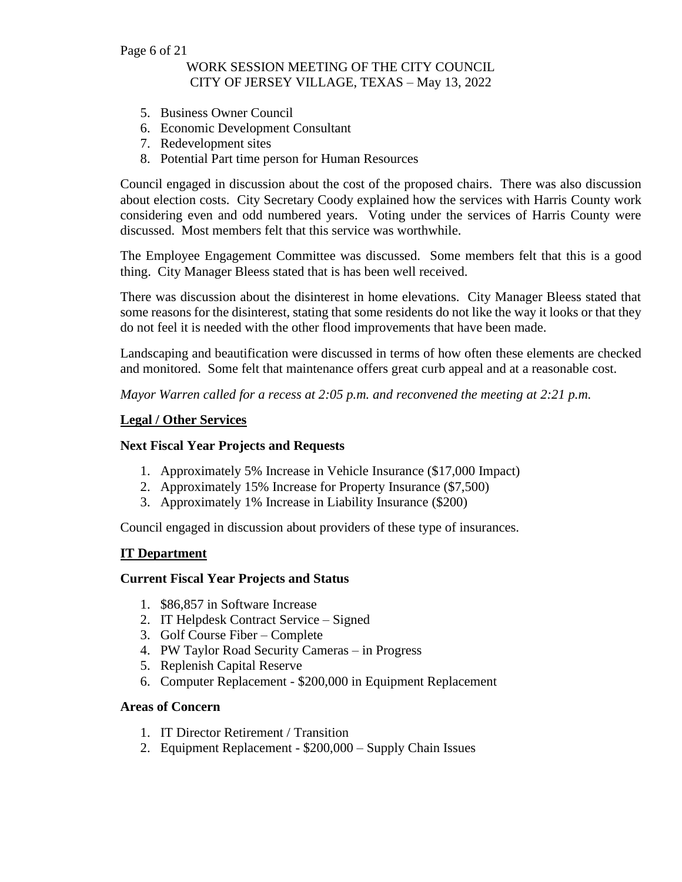5. Business Owner Council
6. Economic Development Consultant
7. Redevelopment sites
8. Potential Part time person for Human Resources

Council engaged in discussion about the cost of the proposed chairs. There was also discussion about election costs. City Secretary Coody explained how the services with Harris County work considering even and odd numbered years. Voting under the services of Harris County were discussed. Most members felt that this service was worthwhile.

The Employee Engagement Committee was discussed. Some members felt that this is a good thing. City Manager Bleess stated that is has been well received.

There was discussion about the disinterest in home elevations. City Manager Bleess stated that some reasons for the disinterest, stating that some residents do not like the way it looks or that they do not feel it is needed with the other flood improvements that have been made.

Landscaping and beautification were discussed in terms of how often these elements are checked and monitored. Some felt that maintenance offers great curb appeal and at a reasonable cost.

*Mayor Warren called for a recess at 2:05 p.m. and reconvened the meeting at 2:21 p.m.*

## <u>Legal / Other Services</u>

### Next Fiscal Year Projects and Requests

1. Approximately 5% Increase in Vehicle Insurance ($17,000 Impact)
2. Approximately 15% Increase for Property Insurance ($7,500)
3. Approximately 1% Increase in Liability Insurance ($200)

Council engaged in discussion about providers of these type of insurances.

## <u>IT Department</u>

### Current Fiscal Year Projects and Status

1. $86,857 in Software Increase
2. IT Helpdesk Contract Service – Signed
3. Golf Course Fiber – Complete
4. PW Taylor Road Security Cameras – in Progress
5. Replenish Capital Reserve
6. Computer Replacement - $200,000 in Equipment Replacement

### Areas of Concern

1. IT Director Retirement / Transition
2. Equipment Replacement - $200,000 – Supply Chain Issues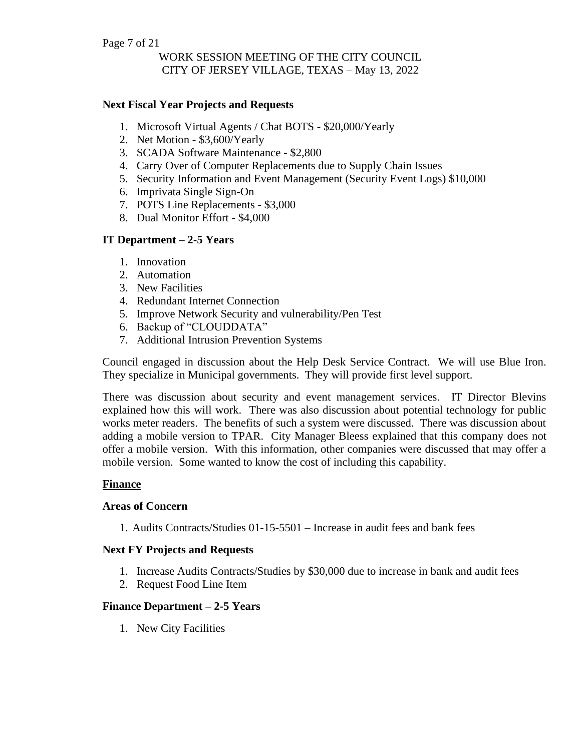**Next Fiscal Year Projects and Requests**

1. Microsoft Virtual Agents / Chat BOTS - $20,000/Yearly
2. Net Motion - $3,600/Yearly
3. SCADA Software Maintenance - $2,800
4. Carry Over of Computer Replacements due to Supply Chain Issues
5. Security Information and Event Management (Security Event Logs) $10,000
6. Imprivata Single Sign-On
7. POTS Line Replacements - $3,000
8. Dual Monitor Effort - $4,000

**IT Department – 2-5 Years**

1. Innovation
2. Automation
3. New Facilities
4. Redundant Internet Connection
5. Improve Network Security and vulnerability/Pen Test
6. Backup of "CLOUDDATA"
7. Additional Intrusion Prevention Systems

Council engaged in discussion about the Help Desk Service Contract. We will use Blue Iron. They specialize in Municipal governments. They will provide first level support.

There was discussion about security and event management services. IT Director Blevins explained how this will work. There was also discussion about potential technology for public works meter readers. The benefits of such a system were discussed. There was discussion about adding a mobile version to TPAR. City Manager Bleess explained that this company does not offer a mobile version. With this information, other companies were discussed that may offer a mobile version. Some wanted to know the cost of including this capability.

## Finance

**Areas of Concern**

1. Audits Contracts/Studies 01-15-5501 – Increase in audit fees and bank fees

**Next FY Projects and Requests**

1. Increase Audits Contracts/Studies by $30,000 due to increase in bank and audit fees
2. Request Food Line Item

**Finance Department – 2-5 Years**

1. New City Facilities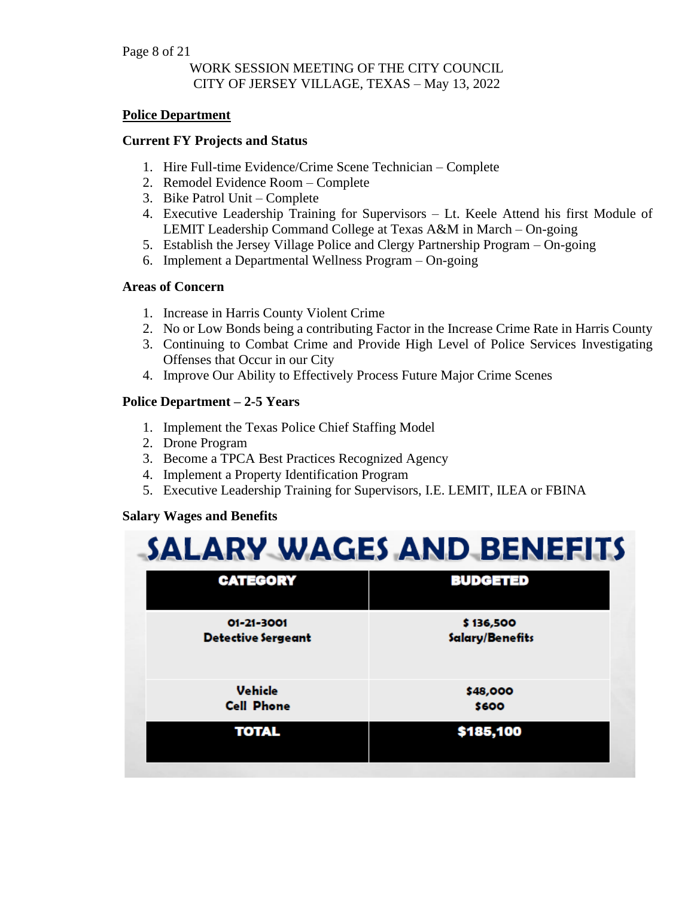## Police Department

### Current FY Projects and Status

1. Hire Full-time Evidence/Crime Scene Technician – Complete
2. Remodel Evidence Room – Complete
3. Bike Patrol Unit – Complete
4. Executive Leadership Training for Supervisors – Lt. Keele Attend his first Module of LEMIT Leadership Command College at Texas A&M in March – On-going
5. Establish the Jersey Village Police and Clergy Partnership Program – On-going
6. Implement a Departmental Wellness Program – On-going

### Areas of Concern

1. Increase in Harris County Violent Crime
2. No or Low Bonds being a contributing Factor in the Increase Crime Rate in Harris County
3. Continuing to Combat Crime and Provide High Level of Police Services Investigating Offenses that Occur in our City
4. Improve Our Ability to Effectively Process Future Major Crime Scenes

### Police Department – 2-5 Years

1. Implement the Texas Police Chief Staffing Model
2. Drone Program
3. Become a TPCA Best Practices Recognized Agency
4. Implement a Property Identification Program
5. Executive Leadership Training for Supervisors, I.E. LEMIT, ILEA or FBINA

### Salary Wages and Benefits

**SALARY WAGES AND BENEFITS**

| CATEGORY | BUDGETED |
|---|---|
| 01-21-3001<br>Detective Sergeant | $ 136,500<br>Salary/Benefits |
| Vehicle<br>Cell Phone | $48,000<br>$600 |
| **TOTAL** | **$185,100** |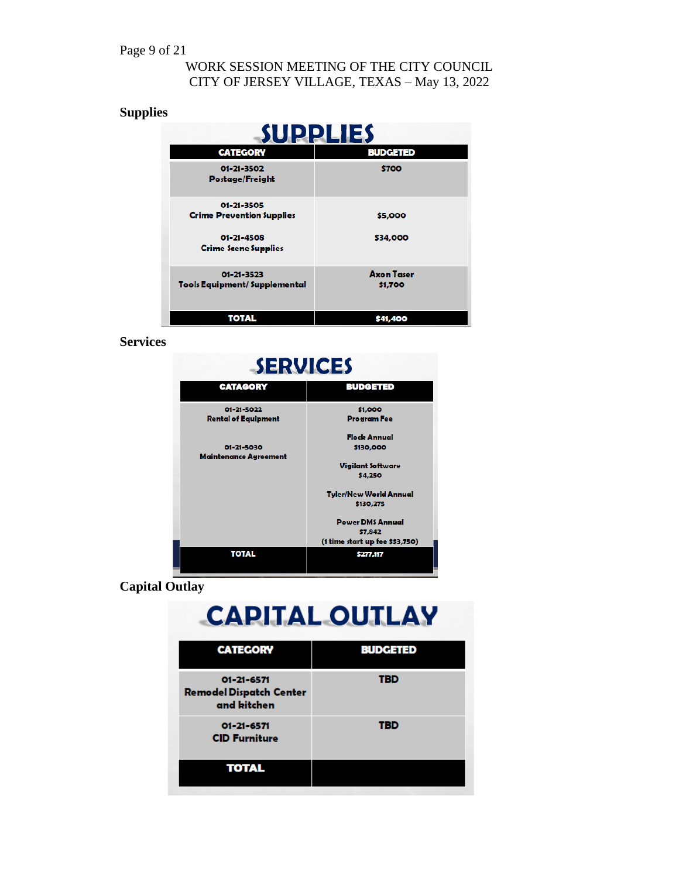WORK SESSION MEETING OF THE CITY COUNCIL
CITY OF JERSEY VILLAGE, TEXAS – May 13, 2022

**Supplies**

## SUPPLIES

| CATEGORY | BUDGETED |
| --- | --- |
| 01-21-3502 Postage/Freight | $700 |
| 01-21-3505 Crime Prevention Supplies | $5,000 |
| 01-21-4508 Crime Scene Supplies | $34,000 |
| 01-21-3523 Tools Equipment/ Supplemental | Axon Taser $1,700 |
| TOTAL | $41,400 |

**Services**

## SERVICES

| CATAGORY | BUDGETED |
| --- | --- |
| 01-21-5022 Rental of Equipment | $1,000 Program Fee |
| 01-21-5030 Maintenance Agreement | Flock Annual $130,000<br>Vigilant Software $4,250<br>Tyler/New World Annual $130,275<br>Power DMS Annual $7,842 (1 time start up fee $53,750) |
| TOTAL | $277,117 |

**Capital Outlay**

## CAPITAL OUTLAY

| CATEGORY | BUDGETED |
| --- | --- |
| 01-21-6571 Remodel Dispatch Center and kitchen | TBD |
| 01-21-6571 CID Furniture | TBD |
| TOTAL | |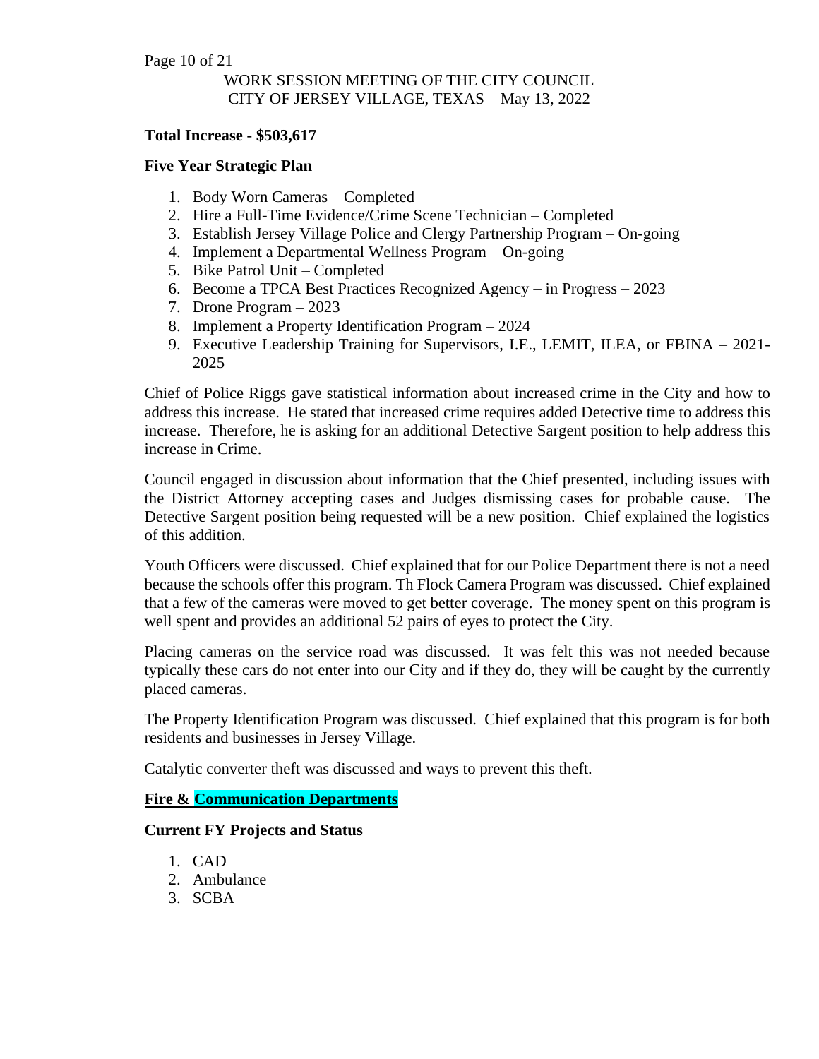**Total Increase - $503,617**

**Five Year Strategic Plan**

1. Body Worn Cameras – Completed
2. Hire a Full-Time Evidence/Crime Scene Technician – Completed
3. Establish Jersey Village Police and Clergy Partnership Program – On-going
4. Implement a Departmental Wellness Program – On-going
5. Bike Patrol Unit – Completed
6. Become a TPCA Best Practices Recognized Agency – in Progress – 2023
7. Drone Program – 2023
8. Implement a Property Identification Program – 2024
9. Executive Leadership Training for Supervisors, I.E., LEMIT, ILEA, or FBINA – 2021-2025

Chief of Police Riggs gave statistical information about increased crime in the City and how to address this increase. He stated that increased crime requires added Detective time to address this increase. Therefore, he is asking for an additional Detective Sargent position to help address this increase in Crime.

Council engaged in discussion about information that the Chief presented, including issues with the District Attorney accepting cases and Judges dismissing cases for probable cause. The Detective Sargent position being requested will be a new position. Chief explained the logistics of this addition.

Youth Officers were discussed. Chief explained that for our Police Department there is not a need because the schools offer this program. Th Flock Camera Program was discussed. Chief explained that a few of the cameras were moved to get better coverage. The money spent on this program is well spent and provides an additional 52 pairs of eyes to protect the City.

Placing cameras on the service road was discussed. It was felt this was not needed because typically these cars do not enter into our City and if they do, they will be caught by the currently placed cameras.

The Property Identification Program was discussed. Chief explained that this program is for both residents and businesses in Jersey Village.

Catalytic converter theft was discussed and ways to prevent this theft.

**Fire & Communication Departments**

**Current FY Projects and Status**

1. CAD
2. Ambulance
3. SCBA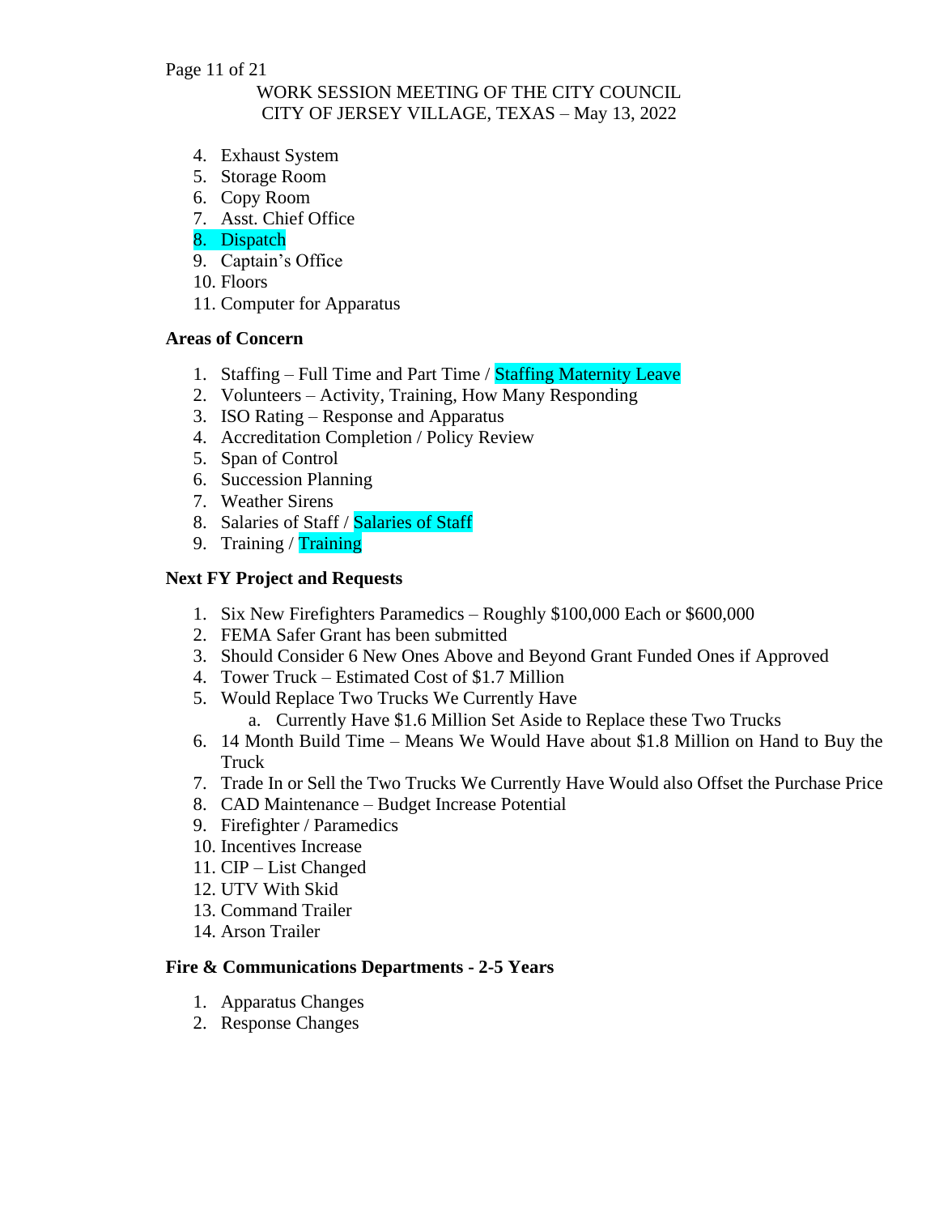4. Exhaust System
5. Storage Room
6. Copy Room
7. Asst. Chief Office
8. Dispatch
9. Captain's Office
10. Floors
11. Computer for Apparatus

**Areas of Concern**

1. Staffing – Full Time and Part Time / Staffing Maternity Leave
2. Volunteers – Activity, Training, How Many Responding
3. ISO Rating – Response and Apparatus
4. Accreditation Completion / Policy Review
5. Span of Control
6. Succession Planning
7. Weather Sirens
8. Salaries of Staff / Salaries of Staff
9. Training / Training

**Next FY Project and Requests**

1. Six New Firefighters Paramedics – Roughly $100,000 Each or $600,000
2. FEMA Safer Grant has been submitted
3. Should Consider 6 New Ones Above and Beyond Grant Funded Ones if Approved
4. Tower Truck – Estimated Cost of $1.7 Million
5. Would Replace Two Trucks We Currently Have
   a. Currently Have $1.6 Million Set Aside to Replace these Two Trucks
6. 14 Month Build Time – Means We Would Have about $1.8 Million on Hand to Buy the Truck
7. Trade In or Sell the Two Trucks We Currently Have Would also Offset the Purchase Price
8. CAD Maintenance – Budget Increase Potential
9. Firefighter / Paramedics
10. Incentives Increase
11. CIP – List Changed
12. UTV With Skid
13. Command Trailer
14. Arson Trailer

**Fire & Communications Departments - 2-5 Years**

1. Apparatus Changes
2. Response Changes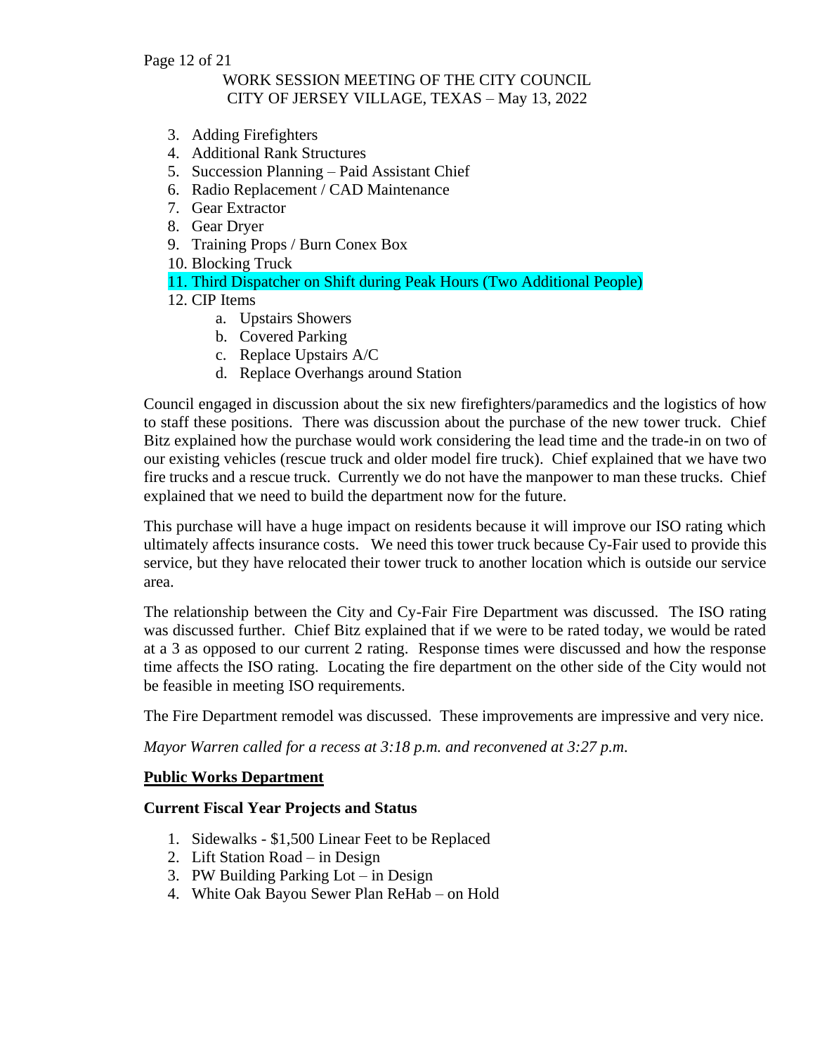3. Adding Firefighters
4. Additional Rank Structures
5. Succession Planning – Paid Assistant Chief
6. Radio Replacement / CAD Maintenance
7. Gear Extractor
8. Gear Dryer
9. Training Props / Burn Conex Box
10. Blocking Truck
11. Third Dispatcher on Shift during Peak Hours (Two Additional People)
12. CIP Items
    a. Upstairs Showers
    b. Covered Parking
    c. Replace Upstairs A/C
    d. Replace Overhangs around Station

Council engaged in discussion about the six new firefighters/paramedics and the logistics of how to staff these positions. There was discussion about the purchase of the new tower truck. Chief Bitz explained how the purchase would work considering the lead time and the trade-in on two of our existing vehicles (rescue truck and older model fire truck). Chief explained that we have two fire trucks and a rescue truck. Currently we do not have the manpower to man these trucks. Chief explained that we need to build the department now for the future.

This purchase will have a huge impact on residents because it will improve our ISO rating which ultimately affects insurance costs. We need this tower truck because Cy-Fair used to provide this service, but they have relocated their tower truck to another location which is outside our service area.

The relationship between the City and Cy-Fair Fire Department was discussed. The ISO rating was discussed further. Chief Bitz explained that if we were to be rated today, we would be rated at a 3 as opposed to our current 2 rating. Response times were discussed and how the response time affects the ISO rating. Locating the fire department on the other side of the City would not be feasible in meeting ISO requirements.

The Fire Department remodel was discussed. These improvements are impressive and very nice.

*Mayor Warren called for a recess at 3:18 p.m. and reconvened at 3:27 p.m.*

**Public Works Department**

**Current Fiscal Year Projects and Status**

1. Sidewalks - $1,500 Linear Feet to be Replaced
2. Lift Station Road – in Design
3. PW Building Parking Lot – in Design
4. White Oak Bayou Sewer Plan ReHab – on Hold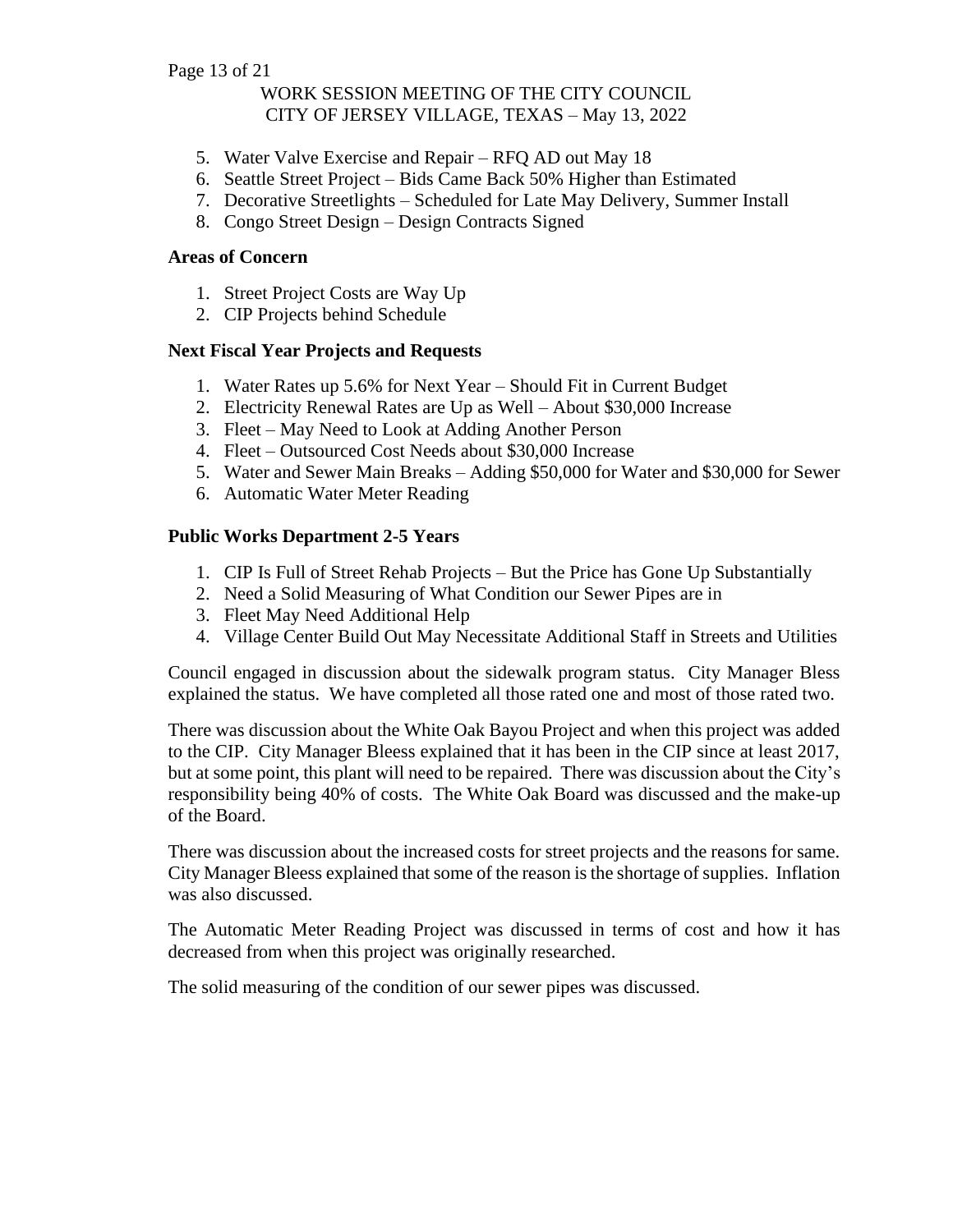5. Water Valve Exercise and Repair – RFQ AD out May 18
6. Seattle Street Project – Bids Came Back 50% Higher than Estimated
7. Decorative Streetlights – Scheduled for Late May Delivery, Summer Install
8. Congo Street Design – Design Contracts Signed

**Areas of Concern**

1. Street Project Costs are Way Up
2. CIP Projects behind Schedule

**Next Fiscal Year Projects and Requests**

1. Water Rates up 5.6% for Next Year – Should Fit in Current Budget
2. Electricity Renewal Rates are Up as Well – About $30,000 Increase
3. Fleet – May Need to Look at Adding Another Person
4. Fleet – Outsourced Cost Needs about $30,000 Increase
5. Water and Sewer Main Breaks – Adding $50,000 for Water and $30,000 for Sewer
6. Automatic Water Meter Reading

**Public Works Department 2-5 Years**

1. CIP Is Full of Street Rehab Projects – But the Price has Gone Up Substantially
2. Need a Solid Measuring of What Condition our Sewer Pipes are in
3. Fleet May Need Additional Help
4. Village Center Build Out May Necessitate Additional Staff in Streets and Utilities

Council engaged in discussion about the sidewalk program status. City Manager Bless explained the status. We have completed all those rated one and most of those rated two.

There was discussion about the White Oak Bayou Project and when this project was added to the CIP. City Manager Bleess explained that it has been in the CIP since at least 2017, but at some point, this plant will need to be repaired. There was discussion about the City's responsibility being 40% of costs. The White Oak Board was discussed and the make-up of the Board.

There was discussion about the increased costs for street projects and the reasons for same. City Manager Bleess explained that some of the reason is the shortage of supplies. Inflation was also discussed.

The Automatic Meter Reading Project was discussed in terms of cost and how it has decreased from when this project was originally researched.

The solid measuring of the condition of our sewer pipes was discussed.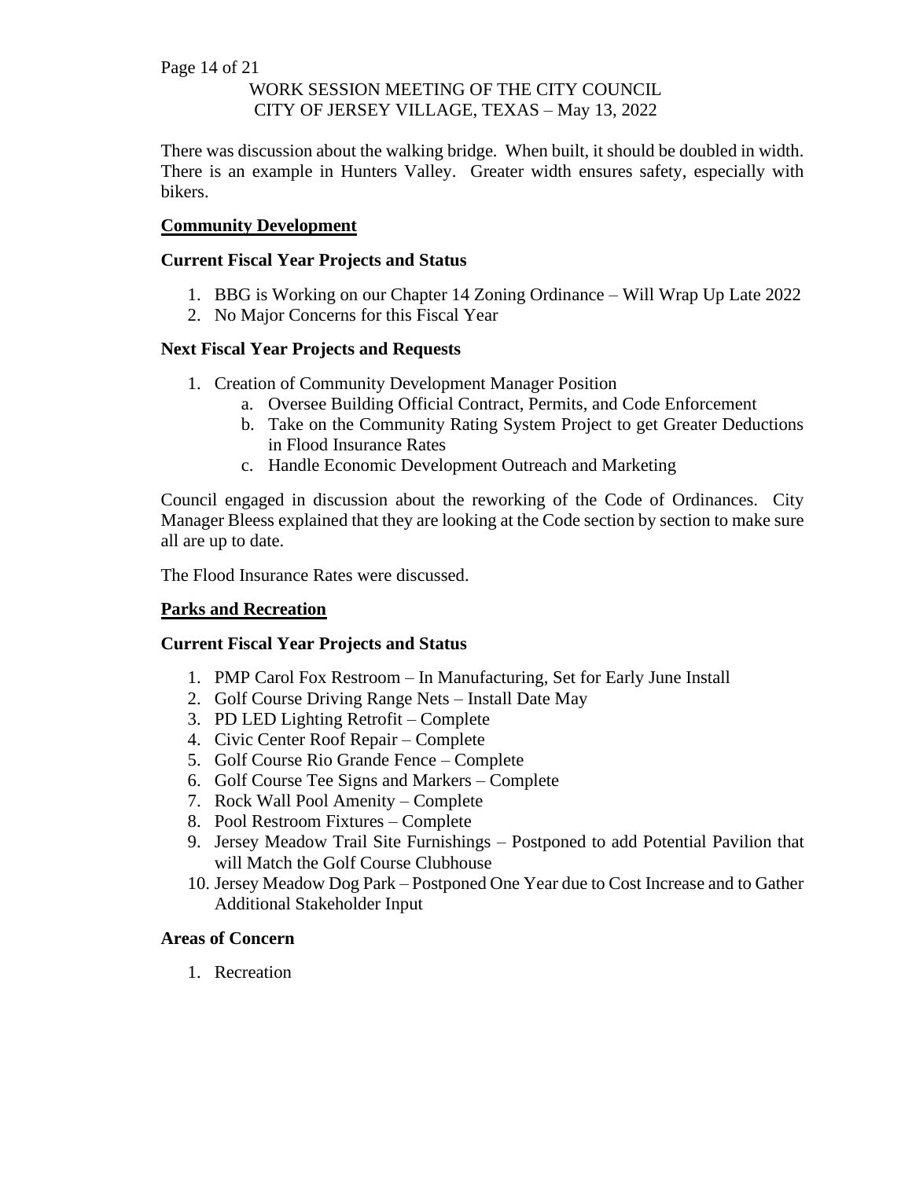There was discussion about the walking bridge. When built, it should be doubled in width. There is an example in Hunters Valley. Greater width ensures safety, especially with bikers.

**Community Development**

**Current Fiscal Year Projects and Status**

1. BBG is Working on our Chapter 14 Zoning Ordinance – Will Wrap Up Late 2022
2. No Major Concerns for this Fiscal Year

**Next Fiscal Year Projects and Requests**

1. Creation of Community Development Manager Position
   a. Oversee Building Official Contract, Permits, and Code Enforcement
   b. Take on the Community Rating System Project to get Greater Deductions in Flood Insurance Rates
   c. Handle Economic Development Outreach and Marketing

Council engaged in discussion about the reworking of the Code of Ordinances. City Manager Bleess explained that they are looking at the Code section by section to make sure all are up to date.

The Flood Insurance Rates were discussed.

**Parks and Recreation**

**Current Fiscal Year Projects and Status**

1. PMP Carol Fox Restroom – In Manufacturing, Set for Early June Install
2. Golf Course Driving Range Nets – Install Date May
3. PD LED Lighting Retrofit – Complete
4. Civic Center Roof Repair – Complete
5. Golf Course Rio Grande Fence – Complete
6. Golf Course Tee Signs and Markers – Complete
7. Rock Wall Pool Amenity – Complete
8. Pool Restroom Fixtures – Complete
9. Jersey Meadow Trail Site Furnishings – Postponed to add Potential Pavilion that will Match the Golf Course Clubhouse
10. Jersey Meadow Dog Park – Postponed One Year due to Cost Increase and to Gather Additional Stakeholder Input

**Areas of Concern**

1. Recreation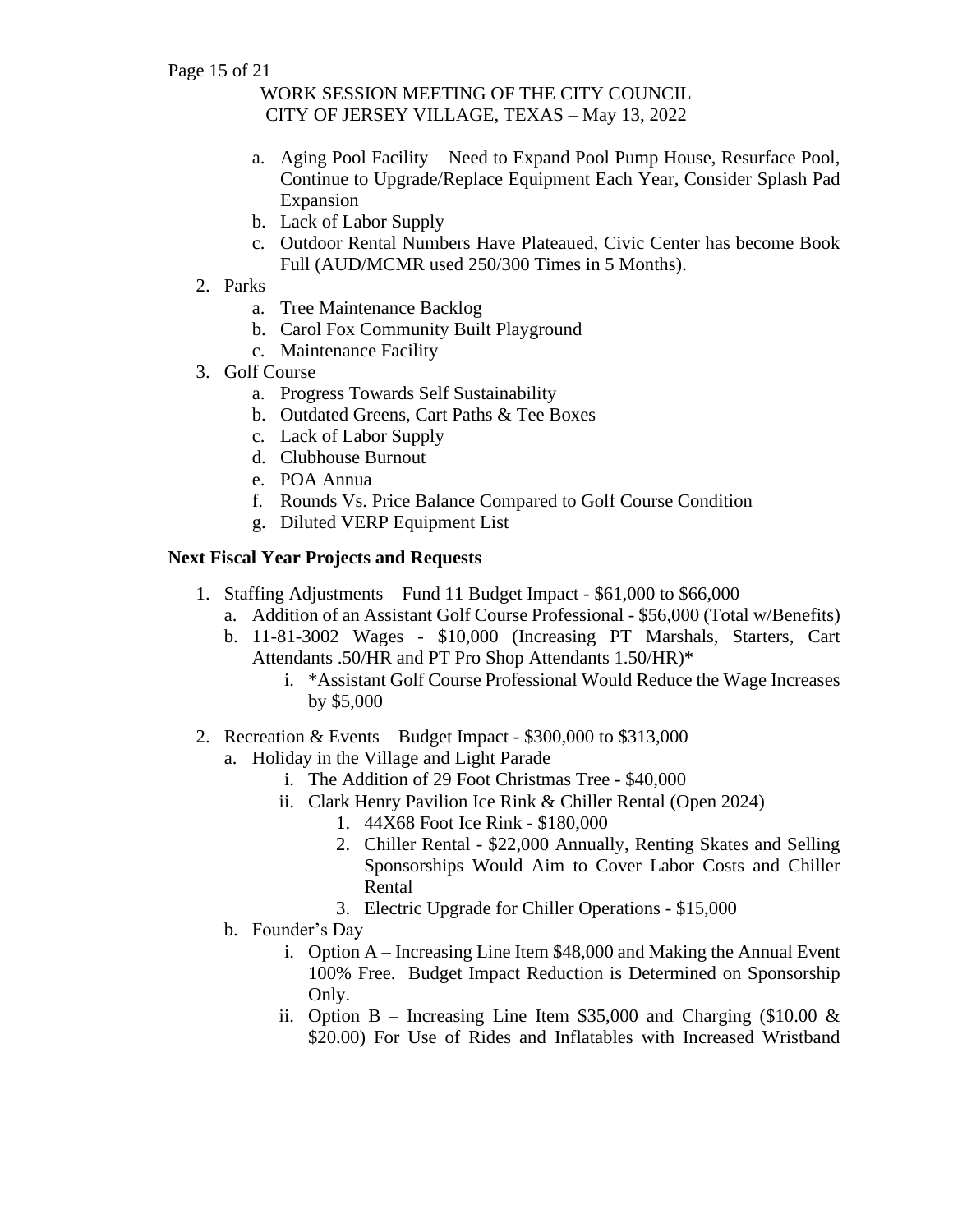- a. Aging Pool Facility – Need to Expand Pool Pump House, Resurface Pool, Continue to Upgrade/Replace Equipment Each Year, Consider Splash Pad Expansion
   - b. Lack of Labor Supply
   - c. Outdoor Rental Numbers Have Plateaued, Civic Center has become Book Full (AUD/MCMR used 250/300 Times in 5 Months).
2. Parks
   - a. Tree Maintenance Backlog
   - b. Carol Fox Community Built Playground
   - c. Maintenance Facility
3. Golf Course
   - a. Progress Towards Self Sustainability
   - b. Outdated Greens, Cart Paths & Tee Boxes
   - c. Lack of Labor Supply
   - d. Clubhouse Burnout
   - e. POA Annua
   - f. Rounds Vs. Price Balance Compared to Golf Course Condition
   - g. Diluted VERP Equipment List

**Next Fiscal Year Projects and Requests**

1. Staffing Adjustments – Fund 11 Budget Impact - $61,000 to $66,000
   - a. Addition of an Assistant Golf Course Professional - $56,000 (Total w/Benefits)
   - b. 11-81-3002 Wages - $10,000 (Increasing PT Marshals, Starters, Cart Attendants .50/HR and PT Pro Shop Attendants 1.50/HR)*
     - i. *Assistant Golf Course Professional Would Reduce the Wage Increases by $5,000
2. Recreation & Events – Budget Impact - $300,000 to $313,000
   - a. Holiday in the Village and Light Parade
     - i. The Addition of 29 Foot Christmas Tree - $40,000
     - ii. Clark Henry Pavilion Ice Rink & Chiller Rental (Open 2024)
       1. 44X68 Foot Ice Rink - $180,000
       2. Chiller Rental - $22,000 Annually, Renting Skates and Selling Sponsorships Would Aim to Cover Labor Costs and Chiller Rental
       3. Electric Upgrade for Chiller Operations - $15,000
   - b. Founder's Day
     - i. Option A – Increasing Line Item $48,000 and Making the Annual Event 100% Free. Budget Impact Reduction is Determined on Sponsorship Only.
     - ii. Option B – Increasing Line Item $35,000 and Charging ($10.00 & $20.00) For Use of Rides and Inflatables with Increased Wristband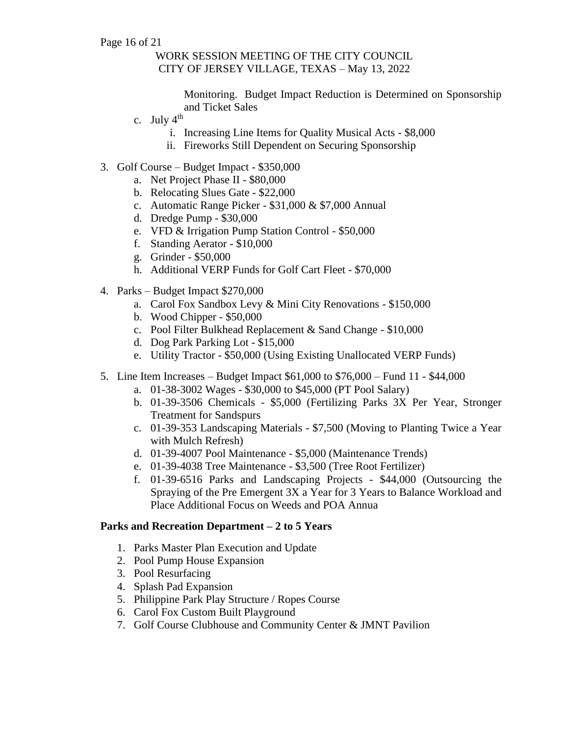Monitoring. Budget Impact Reduction is Determined on Sponsorship and Ticket Sales

   c. July 4th
      i. Increasing Line Items for Quality Musical Acts - $8,000
      ii. Fireworks Still Dependent on Securing Sponsorship

3. Golf Course – Budget Impact - $350,000
   a. Net Project Phase II - $80,000
   b. Relocating Slues Gate - $22,000
   c. Automatic Range Picker - $31,000 & $7,000 Annual
   d. Dredge Pump - $30,000
   e. VFD & Irrigation Pump Station Control - $50,000
   f. Standing Aerator - $10,000
   g. Grinder - $50,000
   h. Additional VERP Funds for Golf Cart Fleet - $70,000

4. Parks – Budget Impact $270,000
   a. Carol Fox Sandbox Levy & Mini City Renovations - $150,000
   b. Wood Chipper - $50,000
   c. Pool Filter Bulkhead Replacement & Sand Change - $10,000
   d. Dog Park Parking Lot - $15,000
   e. Utility Tractor - $50,000 (Using Existing Unallocated VERP Funds)

5. Line Item Increases – Budget Impact $61,000 to $76,000 – Fund 11 - $44,000
   a. 01-38-3002 Wages - $30,000 to $45,000 (PT Pool Salary)
   b. 01-39-3506 Chemicals - $5,000 (Fertilizing Parks 3X Per Year, Stronger Treatment for Sandspurs
   c. 01-39-353 Landscaping Materials - $7,500 (Moving to Planting Twice a Year with Mulch Refresh)
   d. 01-39-4007 Pool Maintenance - $5,000 (Maintenance Trends)
   e. 01-39-4038 Tree Maintenance - $3,500 (Tree Root Fertilizer)
   f. 01-39-6516 Parks and Landscaping Projects - $44,000 (Outsourcing the Spraying of the Pre Emergent 3X a Year for 3 Years to Balance Workload and Place Additional Focus on Weeds and POA Annua

**Parks and Recreation Department – 2 to 5 Years**

1. Parks Master Plan Execution and Update
2. Pool Pump House Expansion
3. Pool Resurfacing
4. Splash Pad Expansion
5. Philippine Park Play Structure / Ropes Course
6. Carol Fox Custom Built Playground
7. Golf Course Clubhouse and Community Center & JMNT Pavilion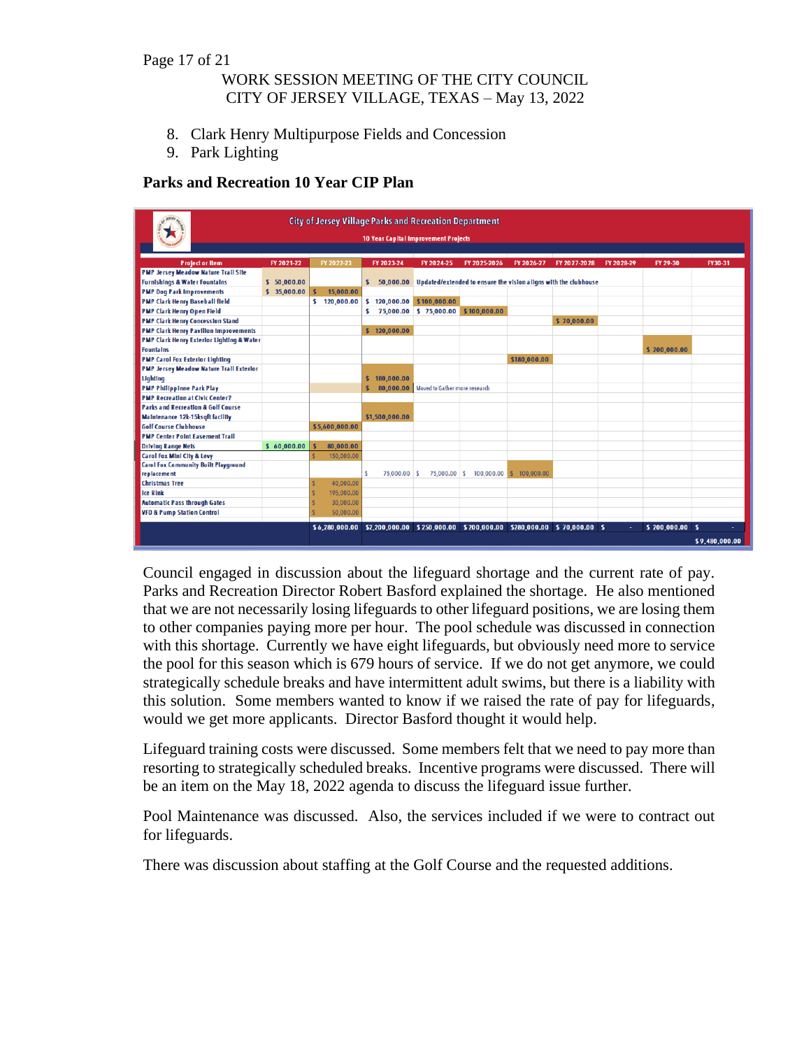8. Clark Henry Multipurpose Fields and Concession
9. Park Lighting

**Parks and Recreation 10 Year CIP Plan**

City of Jersey Village Parks and Recreation Department

10 Year Capital Improvement Projects

| Project or Item | FY 2021-22 | FY 2022-23 | FY 2023-24 | FY 2024-25 | FY 2025-2026 | FY 2026-27 | FY 2027-2028 | FY 2028-29 | FY 29-30 | FY30-31 |
|---|---|---|---|---|---|---|---|---|---|---|
| PMP Jersey Meadow Nature Trail Site Furnishings & Water Fountains | $ 50,000.00 | | $ 50,000.00 | Updated/extended to ensure the vision aligns with the clubhouse | | | | | | |
| PMP Dog Park Improvements | $ 35,000.00 | $ 15,000.00 | | | | | | | | |
| PMP Clark Henry Baseball field | | $ 120,000.00 | $ 120,000.00 | $ 100,000.00 | | | | | | |
| PMP Clark Henry Open Field | | | $ 75,000.00 | $ 75,000.00 | $ 100,000.00 | | | | | |
| PMP Clark Henry Concession Stand | | | | | | | $ 70,000.00 | | | |
| PMP Clark Henry Pavilion Improvements | | | $ 120,000.00 | | | | | | | |
| PMP Clark Henry Exterior Lighting & Water Fountains | | | | | | | | | $ 200,000.00 | |
| PMP Carol Fox Exterior Lighting | | | | | | $180,000.00 | | | | |
| PMP Jersey Meadow Nature Trail Exterior Lighting | | | $ 180,000.00 | | | | | | | |
| PMP Philippine Park Play | | | $ 80,000.00 | Moved to Gather more research | | | | | | |
| PMP Recreation at Civic Center? | | | | | | | | | | |
| Parks and Recreation & Golf Course Maintenance 12k-15ksqft facility | | | $1,500,000.00 | | | | | | | |
| Golf Course Clubhouse | | $5,600,000.00 | | | | | | | | |
| PMP Center Point Easement Trail | | | | | | | | | | |
| Driving Range Nets | $ 60,000.00 | $ 80,000.00 | | | | | | | | |
| Carol Fox Mini City & Levy | | $ 150,000.00 | | | | | | | | |
| Carol Fox Community Built Playground replacement | | | $ 75,000.00 | $ 75,000.00 | $ 100,000.00 | $ 100,000.00 | | | | |
| Christmas Tree | | $ 40,000.00 | | | | | | | | |
| Ice Rink | | $ 195,000.00 | | | | | | | | |
| Automatic Pass through Gates | | $ 30,000.00 | | | | | | | | |
| VFD & Pump Station Control | | $ 50,000.00 | | | | | | | | |
| | | $6,280,000.00 | $2,200,000.00 | $ 250,000.00 | $ 200,000.00 | $280,000.00 | $ 70,000.00 | $ - | $ 200,000.00 | $ - |
| | | | | | | | | | | $9,480,000.00 |

Council engaged in discussion about the lifeguard shortage and the current rate of pay. Parks and Recreation Director Robert Basford explained the shortage. He also mentioned that we are not necessarily losing lifeguards to other lifeguard positions, we are losing them to other companies paying more per hour. The pool schedule was discussed in connection with this shortage. Currently we have eight lifeguards, but obviously need more to service the pool for this season which is 679 hours of service. If we do not get anymore, we could strategically schedule breaks and have intermittent adult swims, but there is a liability with this solution. Some members wanted to know if we raised the rate of pay for lifeguards, would we get more applicants. Director Basford thought it would help.

Lifeguard training costs were discussed. Some members felt that we need to pay more than resorting to strategically scheduled breaks. Incentive programs were discussed. There will be an item on the May 18, 2022 agenda to discuss the lifeguard issue further.

Pool Maintenance was discussed. Also, the services included if we were to contract out for lifeguards.

There was discussion about staffing at the Golf Course and the requested additions.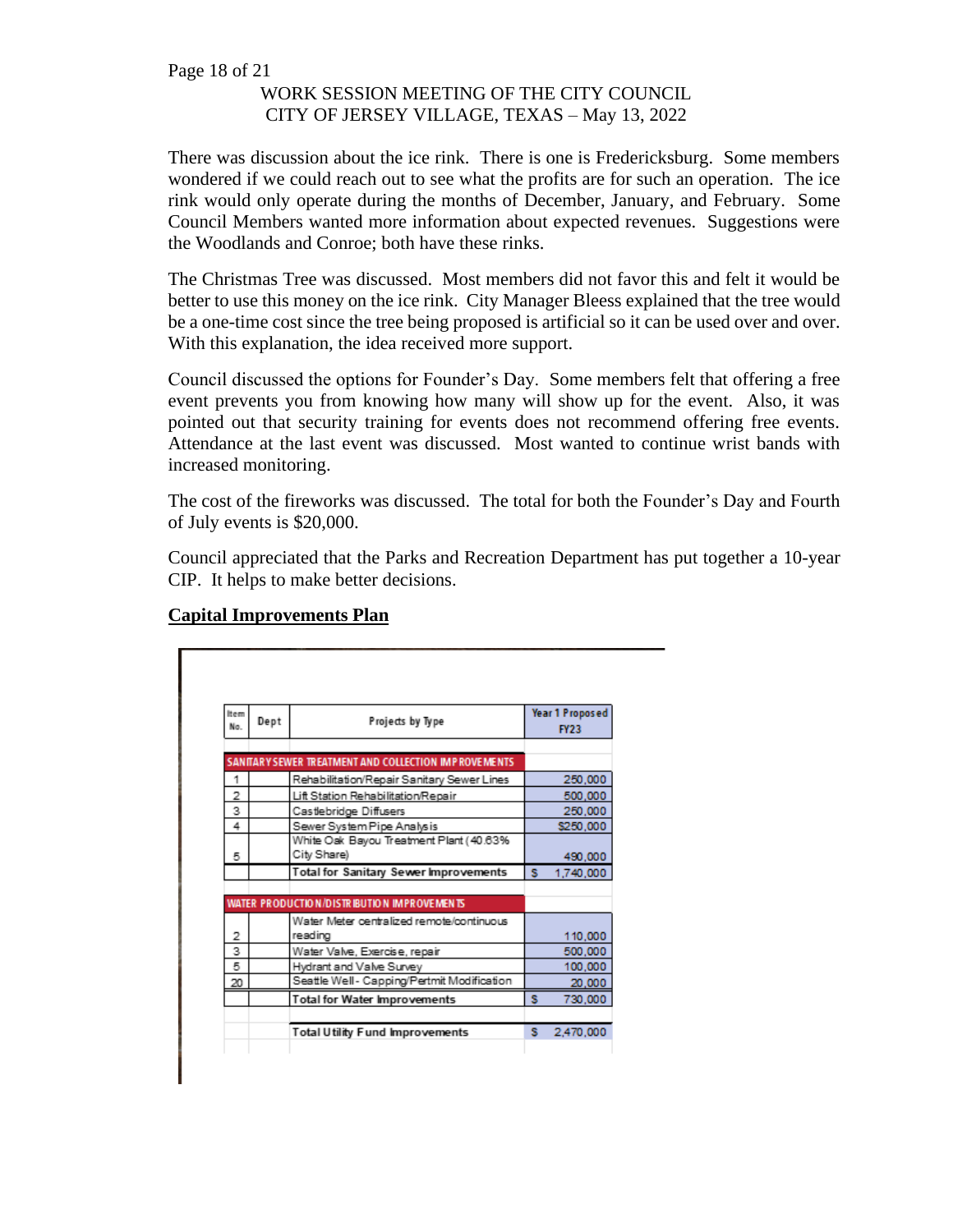WORK SESSION MEETING OF THE CITY COUNCIL
CITY OF JERSEY VILLAGE, TEXAS – May 13, 2022

There was discussion about the ice rink. There is one is Fredericksburg. Some members wondered if we could reach out to see what the profits are for such an operation. The ice rink would only operate during the months of December, January, and February. Some Council Members wanted more information about expected revenues. Suggestions were the Woodlands and Conroe; both have these rinks.

The Christmas Tree was discussed. Most members did not favor this and felt it would be better to use this money on the ice rink. City Manager Bleess explained that the tree would be a one-time cost since the tree being proposed is artificial so it can be used over and over. With this explanation, the idea received more support.

Council discussed the options for Founder's Day. Some members felt that offering a free event prevents you from knowing how many will show up for the event. Also, it was pointed out that security training for events does not recommend offering free events. Attendance at the last event was discussed. Most wanted to continue wrist bands with increased monitoring.

The cost of the fireworks was discussed. The total for both the Founder's Day and Fourth of July events is $20,000.

Council appreciated that the Parks and Recreation Department has put together a 10-year CIP. It helps to make better decisions.

## Capital Improvements Plan

| Item No. | Dept | Projects by Type | Year 1 Proposed FY23 |
|---|---|---|---|
| SANITARY SEWER TREATMENT AND COLLECTION IMPROVEMENTS | | | |
| 1 | | Rehabilitation/Repair Sanitary Sewer Lines | 250,000 |
| 2 | | Lift Station Rehabilitation/Repair | 500,000 |
| 3 | | Castlebridge Diffusers | 250,000 |
| 4 | | Sewer System Pipe Analysis | $250,000 |
| 5 | | White Oak Bayou Treatment Plant (40.63% City Share) | 490,000 |
| | | Total for Sanitary Sewer Improvements | $ 1,740,000 |
| WATER PRODUCTION/DISTRIBUTION IMPROVEMENTS | | | |
| 2 | | Water Meter centralized remote/continuous reading | 110,000 |
| 3 | | Water Valve, Exercise, repair | 500,000 |
| 5 | | Hydrant and Valve Survey | 100,000 |
| 20 | | Seattle Well - Capping/Pertmit Modification | 20,000 |
| | | Total for Water Improvements | $ 730,000 |
| | | Total Utility Fund Improvements | $ 2,470,000 |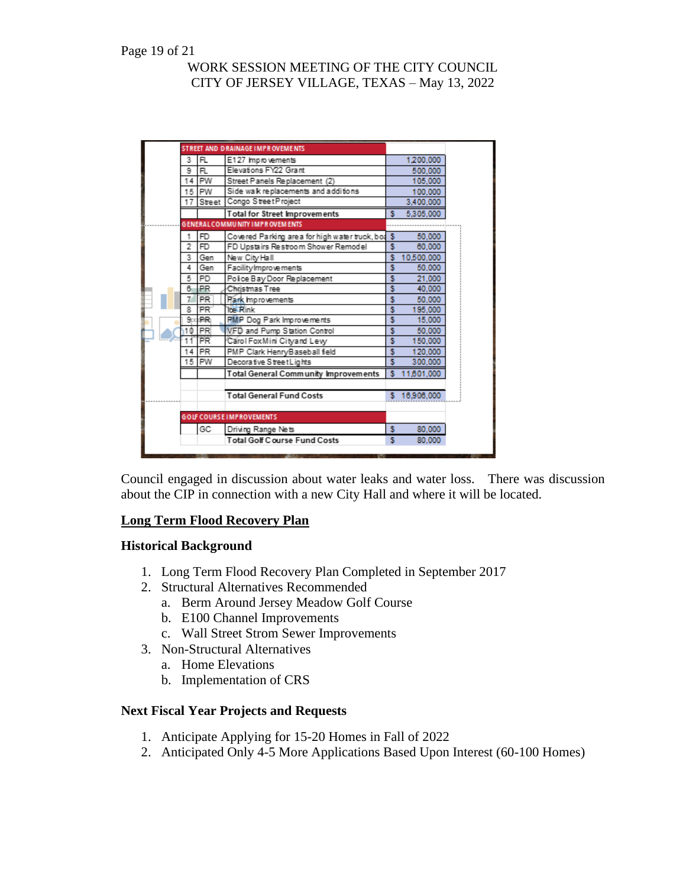WORK SESSION MEETING OF THE CITY COUNCIL
CITY OF JERSEY VILLAGE, TEXAS – May 13, 2022

| | | | |
|---|---|---|---|
| **STREET AND DRAINAGE IMPROVEMENTS** | | | |
| 3 | FL | E127 Improvements | 1,200,000 |
| 9 | FL | Elevations FY22 Grant | 500,000 |
| 14 | PW | Street Panels Replacement (2) | 105,000 |
| 15 | PW | Side walk replacements and additions | 100,000 |
| 17 | Street | Congo Street Project | 3,400,000 |
| | | **Total for Street Improvements** | $ 5,305,000 |
| **GENERAL COMMUNITY IMPROVEMENTS** | | | |
| 1 | FD | Covered Parking area for high water truck, boa | $ 50,000 |
| 2 | FD | FD Upstairs Restroom Shower Remodel | $ 60,000 |
| 3 | Gen | New City Hall | $ 10,500,000 |
| 4 | Gen | Facility Improvements | $ 50,000 |
| 5 | PD | Police Bay Door Replacement | $ 21,000 |
| 6 | PR | Christmas Tree | $ 40,000 |
| 7 | PR | Park Improvements | $ 50,000 |
| 8 | PR | Ice Rink | $ 195,000 |
| 9 | PR | PMP Dog Park Improvements | $ 15,000 |
| 10 | PR | VFD and Pump Station Control | $ 50,000 |
| 11 | PR | Carol Fox Mini Cityand Levy | $ 150,000 |
| 14 | PR | PMP Clark Henry Baseball field | $ 120,000 |
| 15 | PW | Decorative Street Lights | $ 300,000 |
| | | **Total General Community Improvements** | $ 11,601,000 |
| | | **Total General Fund Costs** | $ 16,906,000 |
| **GOLF COURSE IMPROVEMENTS** | | | |
| | GC | Driving Range Nets | $ 80,000 |
| | | **Total Golf Course Fund Costs** | $ 80,000 |

Council engaged in discussion about water leaks and water loss. There was discussion about the CIP in connection with a new City Hall and where it will be located.

## Long Term Flood Recovery Plan

### Historical Background

1. Long Term Flood Recovery Plan Completed in September 2017
2. Structural Alternatives Recommended
   a. Berm Around Jersey Meadow Golf Course
   b. E100 Channel Improvements
   c. Wall Street Strom Sewer Improvements
3. Non-Structural Alternatives
   a. Home Elevations
   b. Implementation of CRS

### Next Fiscal Year Projects and Requests

1. Anticipate Applying for 15-20 Homes in Fall of 2022
2. Anticipated Only 4-5 More Applications Based Upon Interest (60-100 Homes)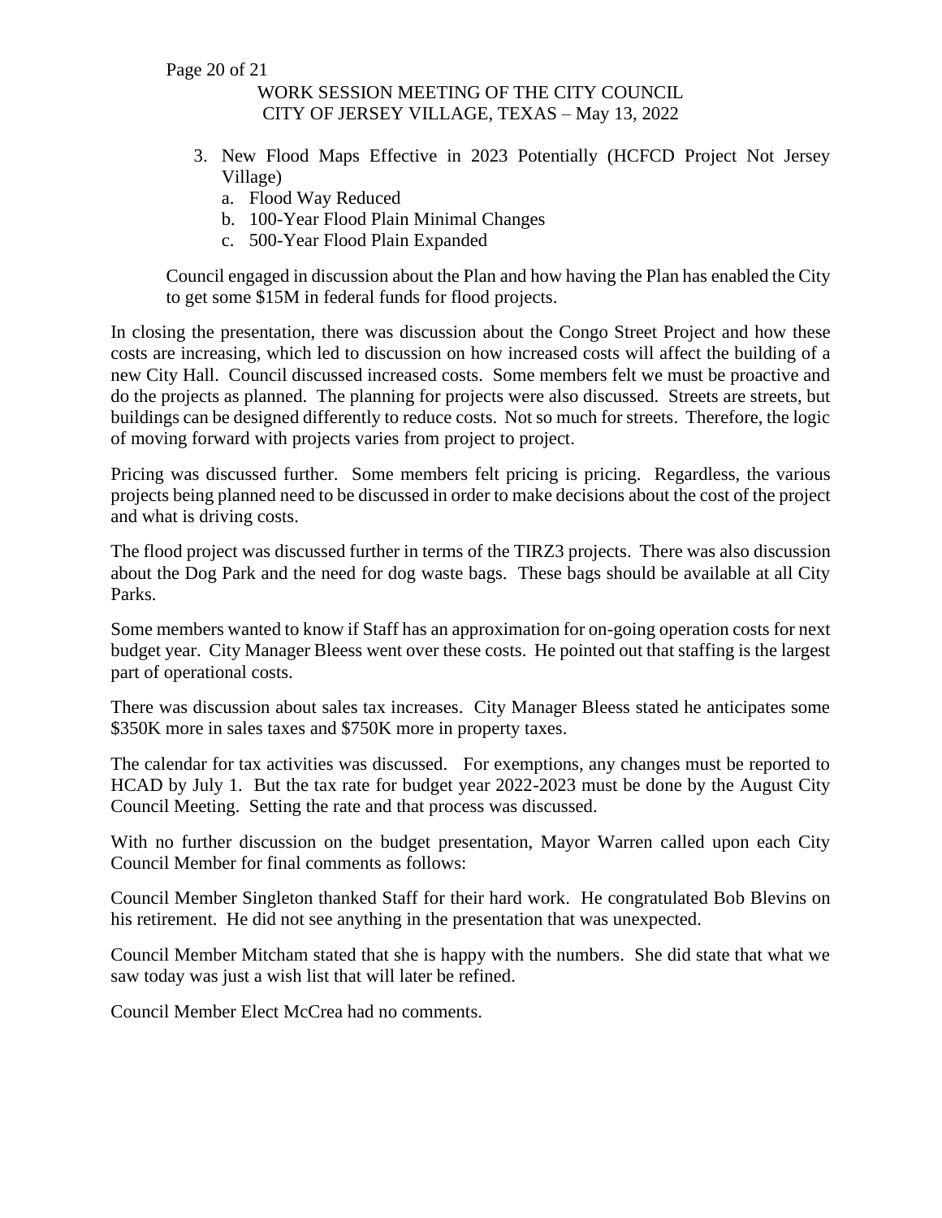3. New Flood Maps Effective in 2023 Potentially (HCFCD Project Not Jersey Village)
    a. Flood Way Reduced
    b. 100-Year Flood Plain Minimal Changes
    c. 500-Year Flood Plain Expanded

Council engaged in discussion about the Plan and how having the Plan has enabled the City to get some $15M in federal funds for flood projects.

In closing the presentation, there was discussion about the Congo Street Project and how these costs are increasing, which led to discussion on how increased costs will affect the building of a new City Hall. Council discussed increased costs. Some members felt we must be proactive and do the projects as planned. The planning for projects were also discussed. Streets are streets, but buildings can be designed differently to reduce costs. Not so much for streets. Therefore, the logic of moving forward with projects varies from project to project.

Pricing was discussed further. Some members felt pricing is pricing. Regardless, the various projects being planned need to be discussed in order to make decisions about the cost of the project and what is driving costs.

The flood project was discussed further in terms of the TIRZ3 projects. There was also discussion about the Dog Park and the need for dog waste bags. These bags should be available at all City Parks.

Some members wanted to know if Staff has an approximation for on-going operation costs for next budget year. City Manager Bleess went over these costs. He pointed out that staffing is the largest part of operational costs.

There was discussion about sales tax increases. City Manager Bleess stated he anticipates some $350K more in sales taxes and $750K more in property taxes.

The calendar for tax activities was discussed. For exemptions, any changes must be reported to HCAD by July 1. But the tax rate for budget year 2022-2023 must be done by the August City Council Meeting. Setting the rate and that process was discussed.

With no further discussion on the budget presentation, Mayor Warren called upon each City Council Member for final comments as follows:

Council Member Singleton thanked Staff for their hard work. He congratulated Bob Blevins on his retirement. He did not see anything in the presentation that was unexpected.

Council Member Mitcham stated that she is happy with the numbers. She did state that what we saw today was just a wish list that will later be refined.

Council Member Elect McCrea had no comments.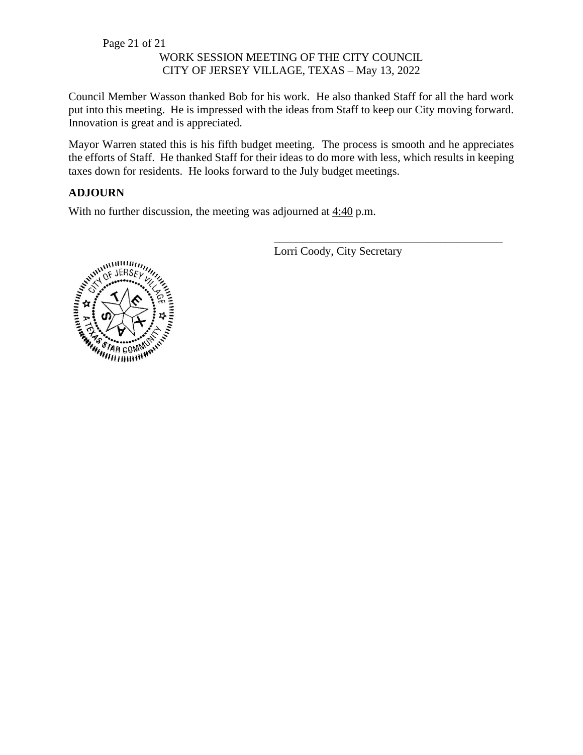Council Member Wasson thanked Bob for his work. He also thanked Staff for all the hard work put into this meeting. He is impressed with the ideas from Staff to keep our City moving forward. Innovation is great and is appreciated.

Mayor Warren stated this is his fifth budget meeting. The process is smooth and he appreciates the efforts of Staff. He thanked Staff for their ideas to do more with less, which results in keeping taxes down for residents. He looks forward to the July budget meetings.

**ADJOURN**

With no further discussion, the meeting was adjourned at 4:40 p.m.

\_\_\_\_\_\_\_\_\_\_\_\_\_\_\_\_\_\_\_\_\_\_\_\_\_\_\_\_\_\_\_\_\_\_\_\_\_\_\_\_

Lorri Coody, City Secretary